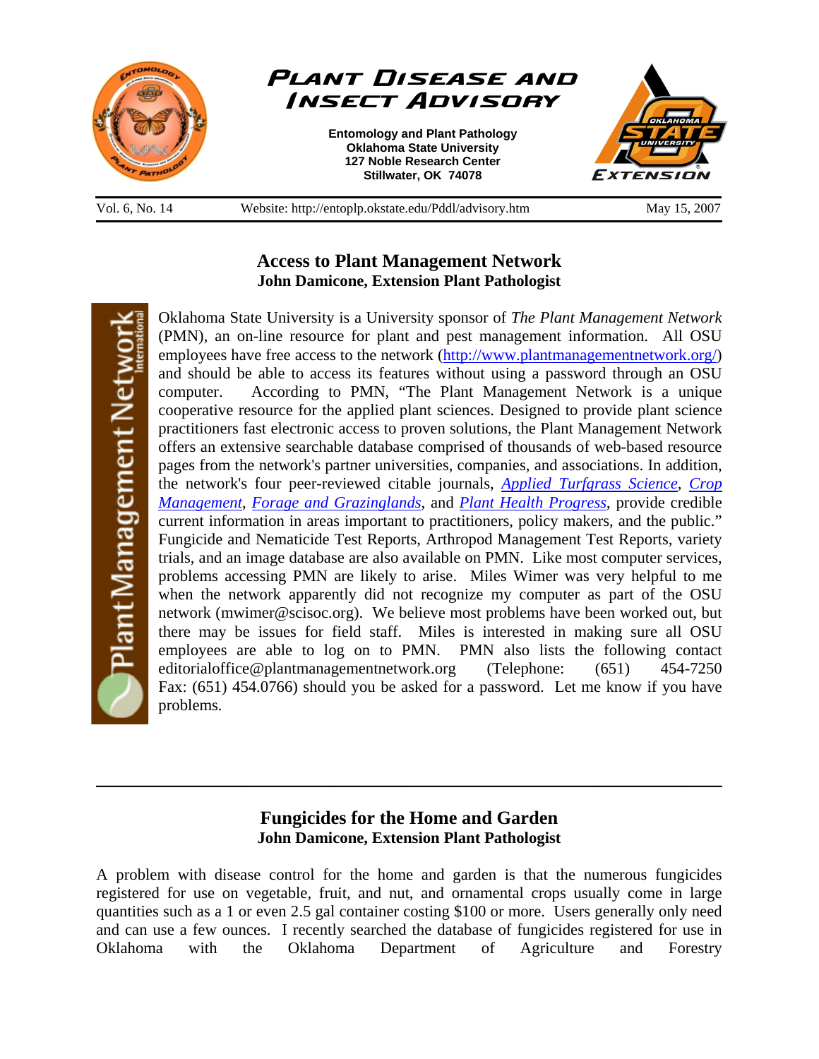# Plant Disease and Insect Advisory

**Entomology and Plant Pathology**
**Oklahoma State University**
**127 Noble Research Center**
**Stillwater, OK 74078**

Vol. 6, No. 14 | Website: http://entoplp.okstate.edu/Pddl/advisory.htm | May 15, 2007

## Access to Plant Management Network

**John Damicone, Extension Plant Pathologist**

Oklahoma State University is a University sponsor of *The Plant Management Network* (PMN), an on-line resource for plant and pest management information. All OSU employees have free access to the network (http://www.plantmanagementnetwork.org/) and should be able to access its features without using a password through an OSU computer. According to PMN, "The Plant Management Network is a unique cooperative resource for the applied plant sciences. Designed to provide plant science practitioners fast electronic access to proven solutions, the Plant Management Network offers an extensive searchable database comprised of thousands of web-based resource pages from the network's partner universities, companies, and associations. In addition, the network's four peer-reviewed citable journals, *Applied Turfgrass Science*, *Crop Management*, *Forage and Grazinglands*, and *Plant Health Progress*, provide credible current information in areas important to practitioners, policy makers, and the public." Fungicide and Nematicide Test Reports, Arthropod Management Test Reports, variety trials, and an image database are also available on PMN. Like most computer services, problems accessing PMN are likely to arise. Miles Wimer was very helpful to me when the network apparently did not recognize my computer as part of the OSU network (mwimer@scisoc.org). We believe most problems have been worked out, but there may be issues for field staff. Miles is interested in making sure all OSU employees are able to log on to PMN. PMN also lists the following contact editorialoffice@plantmanagementnetwork.org (Telephone: (651) 454-7250 Fax: (651) 454.0766) should you be asked for a password. Let me know if you have problems.

---

## Fungicides for the Home and Garden

**John Damicone, Extension Plant Pathologist**

A problem with disease control for the home and garden is that the numerous fungicides registered for use on vegetable, fruit, and nut, and ornamental crops usually come in large quantities such as a 1 or even 2.5 gal container costing $100 or more. Users generally only need and can use a few ounces. I recently searched the database of fungicides registered for use in Oklahoma with the Oklahoma Department of Agriculture and Forestry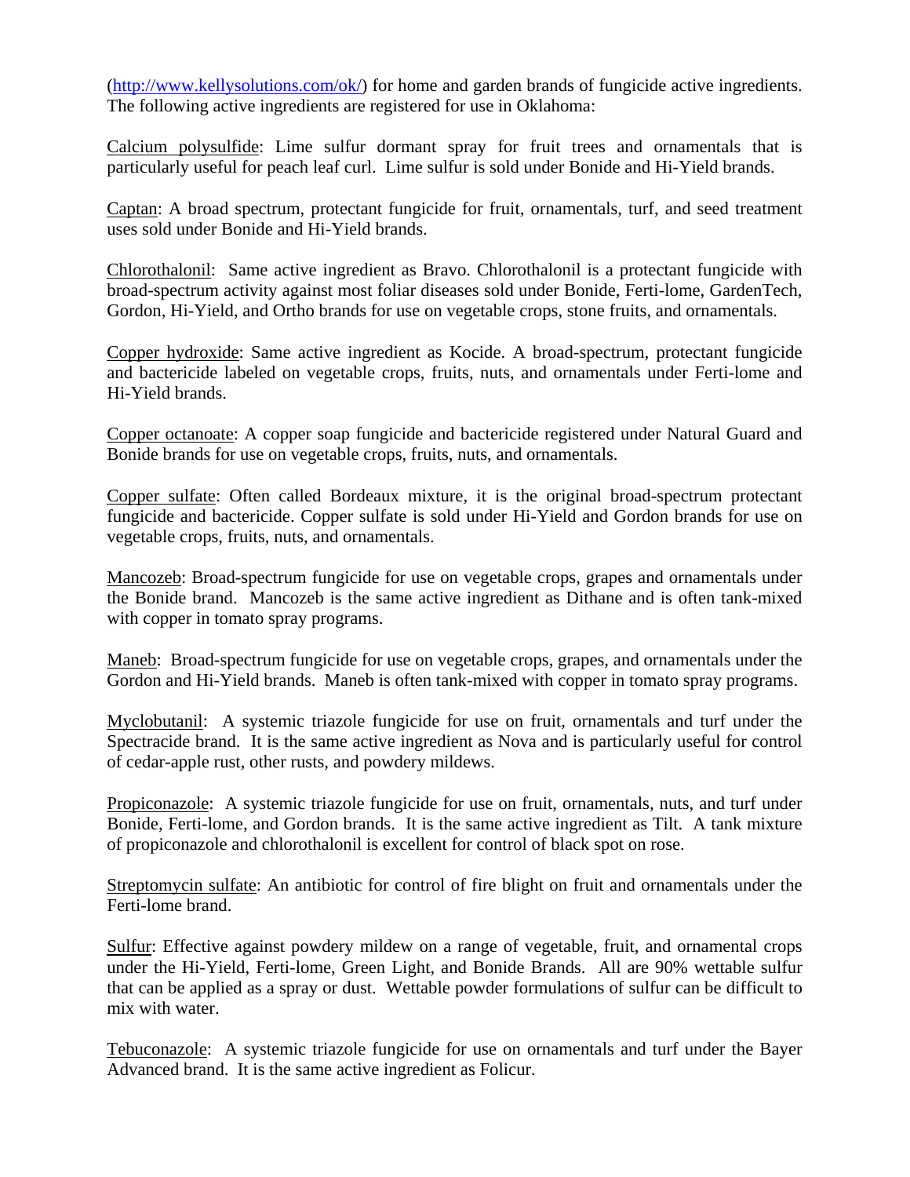(http://www.kellysolutions.com/ok/) for home and garden brands of fungicide active ingredients. The following active ingredients are registered for use in Oklahoma:

Calcium polysulfide: Lime sulfur dormant spray for fruit trees and ornamentals that is particularly useful for peach leaf curl. Lime sulfur is sold under Bonide and Hi-Yield brands.

Captan: A broad spectrum, protectant fungicide for fruit, ornamentals, turf, and seed treatment uses sold under Bonide and Hi-Yield brands.

Chlorothalonil: Same active ingredient as Bravo. Chlorothalonil is a protectant fungicide with broad-spectrum activity against most foliar diseases sold under Bonide, Ferti-lome, GardenTech, Gordon, Hi-Yield, and Ortho brands for use on vegetable crops, stone fruits, and ornamentals.

Copper hydroxide: Same active ingredient as Kocide. A broad-spectrum, protectant fungicide and bactericide labeled on vegetable crops, fruits, nuts, and ornamentals under Ferti-lome and Hi-Yield brands.

Copper octanoate: A copper soap fungicide and bactericide registered under Natural Guard and Bonide brands for use on vegetable crops, fruits, nuts, and ornamentals.

Copper sulfate: Often called Bordeaux mixture, it is the original broad-spectrum protectant fungicide and bactericide. Copper sulfate is sold under Hi-Yield and Gordon brands for use on vegetable crops, fruits, nuts, and ornamentals.

Mancozeb: Broad-spectrum fungicide for use on vegetable crops, grapes and ornamentals under the Bonide brand. Mancozeb is the same active ingredient as Dithane and is often tank-mixed with copper in tomato spray programs.

Maneb: Broad-spectrum fungicide for use on vegetable crops, grapes, and ornamentals under the Gordon and Hi-Yield brands. Maneb is often tank-mixed with copper in tomato spray programs.

Myclobutanil: A systemic triazole fungicide for use on fruit, ornamentals and turf under the Spectracide brand. It is the same active ingredient as Nova and is particularly useful for control of cedar-apple rust, other rusts, and powdery mildews.

Propiconazole: A systemic triazole fungicide for use on fruit, ornamentals, nuts, and turf under Bonide, Ferti-lome, and Gordon brands. It is the same active ingredient as Tilt. A tank mixture of propiconazole and chlorothalonil is excellent for control of black spot on rose.

Streptomycin sulfate: An antibiotic for control of fire blight on fruit and ornamentals under the Ferti-lome brand.

Sulfur: Effective against powdery mildew on a range of vegetable, fruit, and ornamental crops under the Hi-Yield, Ferti-lome, Green Light, and Bonide Brands. All are 90% wettable sulfur that can be applied as a spray or dust. Wettable powder formulations of sulfur can be difficult to mix with water.

Tebuconazole: A systemic triazole fungicide for use on ornamentals and turf under the Bayer Advanced brand. It is the same active ingredient as Folicur.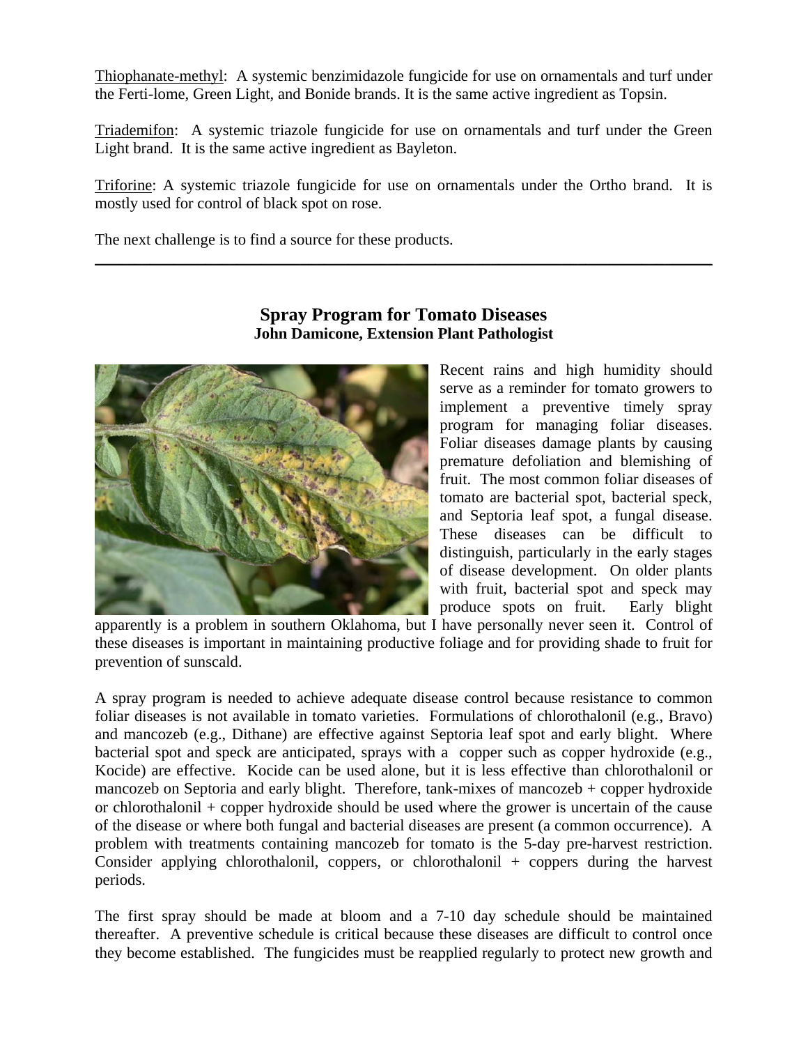Thiophanate-methyl: A systemic benzimidazole fungicide for use on ornamentals and turf under the Ferti-lome, Green Light, and Bonide brands. It is the same active ingredient as Topsin.

Triademifon: A systemic triazole fungicide for use on ornamentals and turf under the Green Light brand. It is the same active ingredient as Bayleton.

Triforine: A systemic triazole fungicide for use on ornamentals under the Ortho brand. It is mostly used for control of black spot on rose.

The next challenge is to find a source for these products.

---

## Spray Program for Tomato Diseases

**John Damicone, Extension Plant Pathologist**

Recent rains and high humidity should serve as a reminder for tomato growers to implement a preventive timely spray program for managing foliar diseases. Foliar diseases damage plants by causing premature defoliation and blemishing of fruit. The most common foliar diseases of tomato are bacterial spot, bacterial speck, and Septoria leaf spot, a fungal disease. These diseases can be difficult to distinguish, particularly in the early stages of disease development. On older plants with fruit, bacterial spot and speck may produce spots on fruit. Early blight apparently is a problem in southern Oklahoma, but I have personally never seen it. Control of these diseases is important in maintaining productive foliage and for providing shade to fruit for prevention of sunscald.

A spray program is needed to achieve adequate disease control because resistance to common foliar diseases is not available in tomato varieties. Formulations of chlorothalonil (e.g., Bravo) and mancozeb (e.g., Dithane) are effective against Septoria leaf spot and early blight. Where bacterial spot and speck are anticipated, sprays with a copper such as copper hydroxide (e.g., Kocide) are effective. Kocide can be used alone, but it is less effective than chlorothalonil or mancozeb on Septoria and early blight. Therefore, tank-mixes of mancozeb + copper hydroxide or chlorothalonil + copper hydroxide should be used where the grower is uncertain of the cause of the disease or where both fungal and bacterial diseases are present (a common occurrence). A problem with treatments containing mancozeb for tomato is the 5-day pre-harvest restriction. Consider applying chlorothalonil, coppers, or chlorothalonil + coppers during the harvest periods.

The first spray should be made at bloom and a 7-10 day schedule should be maintained thereafter. A preventive schedule is critical because these diseases are difficult to control once they become established. The fungicides must be reapplied regularly to protect new growth and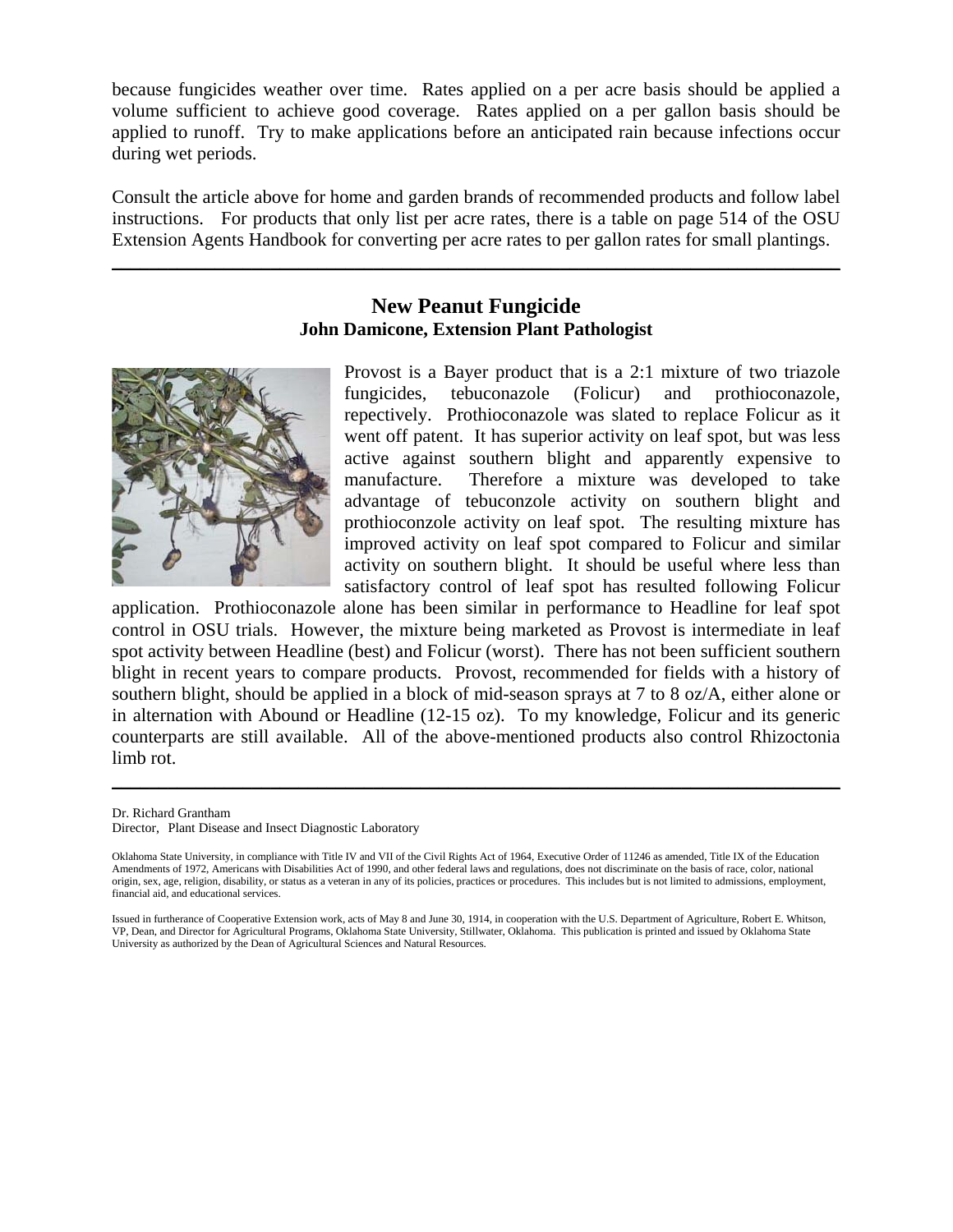because fungicides weather over time. Rates applied on a per acre basis should be applied a volume sufficient to achieve good coverage. Rates applied on a per gallon basis should be applied to runoff. Try to make applications before an anticipated rain because infections occur during wet periods.

Consult the article above for home and garden brands of recommended products and follow label instructions. For products that only list per acre rates, there is a table on page 514 of the OSU Extension Agents Handbook for converting per acre rates to per gallon rates for small plantings.

---

## New Peanut Fungicide

**John Damicone, Extension Plant Pathologist**

Provost is a Bayer product that is a 2:1 mixture of two triazole fungicides, tebuconazole (Folicur) and prothioconazole, repectively. Prothioconazole was slated to replace Folicur as it went off patent. It has superior activity on leaf spot, but was less active against southern blight and apparently expensive to manufacture. Therefore a mixture was developed to take advantage of tebuconzole activity on southern blight and prothioconzole activity on leaf spot. The resulting mixture has improved activity on leaf spot compared to Folicur and similar activity on southern blight. It should be useful where less than satisfactory control of leaf spot has resulted following Folicur application. Prothioconazole alone has been similar in performance to Headline for leaf spot control in OSU trials. However, the mixture being marketed as Provost is intermediate in leaf spot activity between Headline (best) and Folicur (worst). There has not been sufficient southern blight in recent years to compare products. Provost, recommended for fields with a history of southern blight, should be applied in a block of mid-season sprays at 7 to 8 oz/A, either alone or in alternation with Abound or Headline (12-15 oz). To my knowledge, Folicur and its generic counterparts are still available. All of the above-mentioned products also control Rhizoctonia limb rot.

---

Dr. Richard Grantham
Director, Plant Disease and Insect Diagnostic Laboratory

Oklahoma State University, in compliance with Title IV and VII of the Civil Rights Act of 1964, Executive Order of 11246 as amended, Title IX of the Education Amendments of 1972, Americans with Disabilities Act of 1990, and other federal laws and regulations, does not discriminate on the basis of race, color, national origin, sex, age, religion, disability, or status as a veteran in any of its policies, practices or procedures. This includes but is not limited to admissions, employment, financial aid, and educational services.

Issued in furtherance of Cooperative Extension work, acts of May 8 and June 30, 1914, in cooperation with the U.S. Department of Agriculture, Robert E. Whitson, VP, Dean, and Director for Agricultural Programs, Oklahoma State University, Stillwater, Oklahoma. This publication is printed and issued by Oklahoma State University as authorized by the Dean of Agricultural Sciences and Natural Resources.